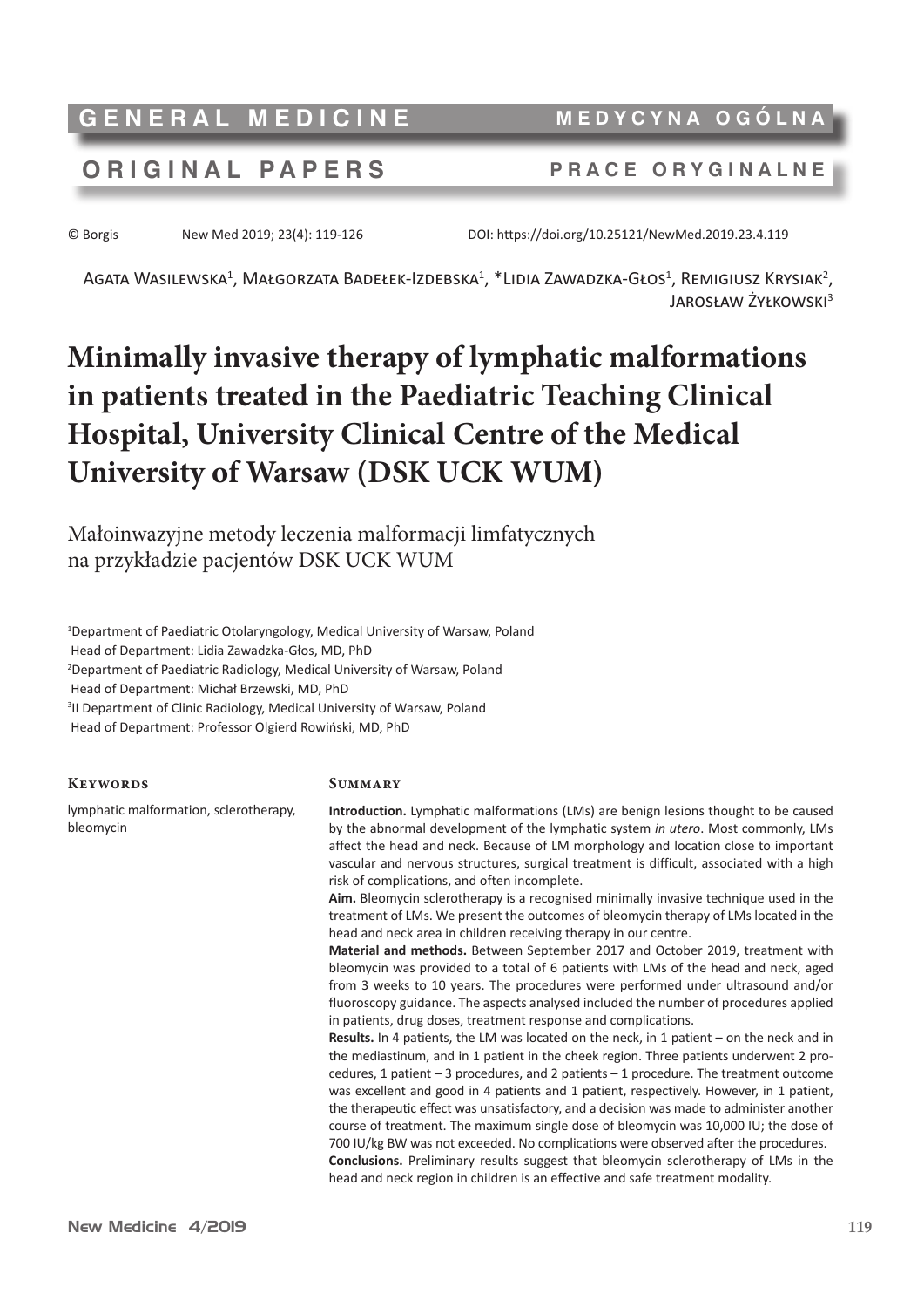GENERAL MEDICINE — MEDYCYNA OGÓLNA

ORIGINAL PAPERS — PRACE ORYGINALNE

© Borgis   New Med 2019; 23(4): 119-126   DOI: https://doi.org/10.25121/NewMed.2019.23.4.119

Agata Wasilewska[1], Małgorzata Badełek-Izdebska[1], *Lidia Zawadzka-Głos[1], Remigiusz Krysiak[2], Jarosław Żyłkowski[3]

# Minimally invasive therapy of lymphatic malformations in patients treated in the Paediatric Teaching Clinical Hospital, University Clinical Centre of the Medical University of Warsaw (DSK UCK WUM)

Małoinwazyjne metody leczenia malformacji limfatycznych na przykładzie pacjentów DSK UCK WUM

[1]Department of Paediatric Otolaryngology, Medical University of Warsaw, Poland
Head of Department: Lidia Zawadzka-Głos, MD, PhD
[2]Department of Paediatric Radiology, Medical University of Warsaw, Poland
Head of Department: Michał Brzewski, MD, PhD
[3]II Department of Clinic Radiology, Medical University of Warsaw, Poland
Head of Department: Professor Olgierd Rowiński, MD, PhD

## Keywords

lymphatic malformation, sclerotherapy, bleomycin

## Summary

**Introduction.** Lymphatic malformations (LMs) are benign lesions thought to be caused by the abnormal development of the lymphatic system *in utero*. Most commonly, LMs affect the head and neck. Because of LM morphology and location close to important vascular and nervous structures, surgical treatment is difficult, associated with a high risk of complications, and often incomplete.

**Aim.** Bleomycin sclerotherapy is a recognised minimally invasive technique used in the treatment of LMs. We present the outcomes of bleomycin therapy of LMs located in the head and neck area in children receiving therapy in our centre.

**Material and methods.** Between September 2017 and October 2019, treatment with bleomycin was provided to a total of 6 patients with LMs of the head and neck, aged from 3 weeks to 10 years. The procedures were performed under ultrasound and/or fluoroscopy guidance. The aspects analysed included the number of procedures applied in patients, drug doses, treatment response and complications.

**Results.** In 4 patients, the LM was located on the neck, in 1 patient – on the neck and in the mediastinum, and in 1 patient in the cheek region. Three patients underwent 2 procedures, 1 patient – 3 procedures, and 2 patients – 1 procedure. The treatment outcome was excellent and good in 4 patients and 1 patient, respectively. However, in 1 patient, the therapeutic effect was unsatisfactory, and a decision was made to administer another course of treatment. The maximum single dose of bleomycin was 10,000 IU; the dose of 700 IU/kg BW was not exceeded. No complications were observed after the procedures.

**Conclusions.** Preliminary results suggest that bleomycin sclerotherapy of LMs in the head and neck region in children is an effective and safe treatment modality.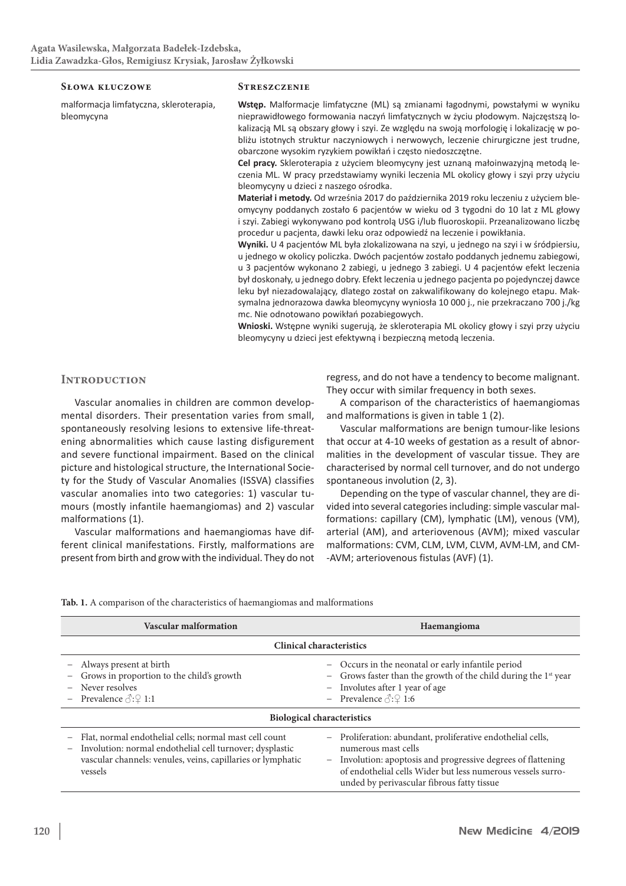Agata Wasilewska, Małgorzata Badełek-Izdebska, Lidia Zawadzka-Głos, Remigiusz Krysiak, Jarosław Żyłkowski

**Słowa kluczowe**

malformacja limfatyczna, skleroterapia, bleomycyna

**Streszczenie**

**Wstęp.** Malformacje limfatyczne (ML) są zmianami łagodnymi, powstałymi w wyniku nieprawidłowego formowania naczyń limfatycznych w życiu płodowym. Najczęstszą lokalizacją ML są obszary głowy i szyi. Ze względu na swoją morfologię i lokalizację w pobliżu istotnych struktur naczyniowych i nerwowych, leczenie chirurgiczne jest trudne, obarczone wysokim ryzykiem powikłań i często niedoszczętne.

**Cel pracy.** Skleroterapia z użyciem bleomycyny jest uznaną małoinwazyjną metodą leczenia ML. W pracy przedstawiamy wyniki leczenia ML okolicy głowy i szyi przy użyciu bleomycyny u dzieci z naszego ośrodka.

**Materiał i metody.** Od września 2017 do października 2019 roku leczeniu z użyciem bleomycyny poddanych zostało 6 pacjentów w wieku od 3 tygodni do 10 lat z ML głowy i szyi. Zabiegi wykonywano pod kontrolą USG i/lub fluoroskopii. Przeanalizowano liczbę procedur u pacjenta, dawki leku oraz odpowiedź na leczenie i powikłania.

**Wyniki.** U 4 pacjentów ML była zlokalizowana na szyi, u jednego na szyi i w śródpiersiu, u jednego w okolicy policzka. Dwóch pacjentów zostało poddanych jednemu zabiegowi, u 3 pacjentów wykonano 2 zabiegi, u jednego 3 zabiegi. U 4 pacjentów efekt leczenia był doskonały, u jednego dobry. Efekt leczenia u jednego pacjenta po pojedynczej dawce leku był niezadowalający, dlatego został on zakwalifikowany do kolejnego etapu. Maksymalna jednorazowa dawka bleomycyny wyniosła 10 000 j., nie przekraczano 700 j./kg mc. Nie odnotowano powikłań pozabiegowych.

**Wnioski.** Wstępne wyniki sugerują, że skleroterapia ML okolicy głowy i szyi przy użyciu bleomycyny u dzieci jest efektywną i bezpieczną metodą leczenia.

## Introduction

Vascular anomalies in children are common developmental disorders. Their presentation varies from small, spontaneously resolving lesions to extensive life-threatening abnormalities which cause lasting disfigurement and severe functional impairment. Based on the clinical picture and histological structure, the International Society for the Study of Vascular Anomalies (ISSVA) classifies vascular anomalies into two categories: 1) vascular tumours (mostly infantile haemangiomas) and 2) vascular malformations (1).

Vascular malformations and haemangiomas have different clinical manifestations. Firstly, malformations are present from birth and grow with the individual. They do not regress, and do not have a tendency to become malignant. They occur with similar frequency in both sexes.

A comparison of the characteristics of haemangiomas and malformations is given in table 1 (2).

Vascular malformations are benign tumour-like lesions that occur at 4-10 weeks of gestation as a result of abnormalities in the development of vascular tissue. They are characterised by normal cell turnover, and do not undergo spontaneous involution (2, 3).

Depending on the type of vascular channel, they are divided into several categories including: simple vascular malformations: capillary (CM), lymphatic (LM), venous (VM), arterial (AM), and arteriovenous (AVM); mixed vascular malformations: CVM, CLM, LVM, CLVM, AVM-LM, and CM-AVM; arteriovenous fistulas (AVF) (1).

**Tab. 1.** A comparison of the characteristics of haemangiomas and malformations

| Vascular malformation | Haemangioma |
| --- | --- |
| **Clinical characteristics** | |
| – Always present at birth<br>– Grows in proportion to the child's growth<br>– Never resolves<br>– Prevalence ♂:♀ 1:1 | – Occurs in the neonatal or early infantile period<br>– Grows faster than the growth of the child during the 1st year<br>– Involutes after 1 year of age<br>– Prevalence ♂:♀ 1:6 |
| **Biological characteristics** | |
| – Flat, normal endothelial cells; normal mast cell count<br>– Involution: normal endothelial cell turnover; dysplastic vascular channels: venules, veins, capillaries or lymphatic vessels | – Proliferation: abundant, proliferative endothelial cells, numerous mast cells<br>– Involution: apoptosis and progressive degrees of flattening of endothelial cells Wider but less numerous vessels surrounded by perivascular fibrous fatty tissue |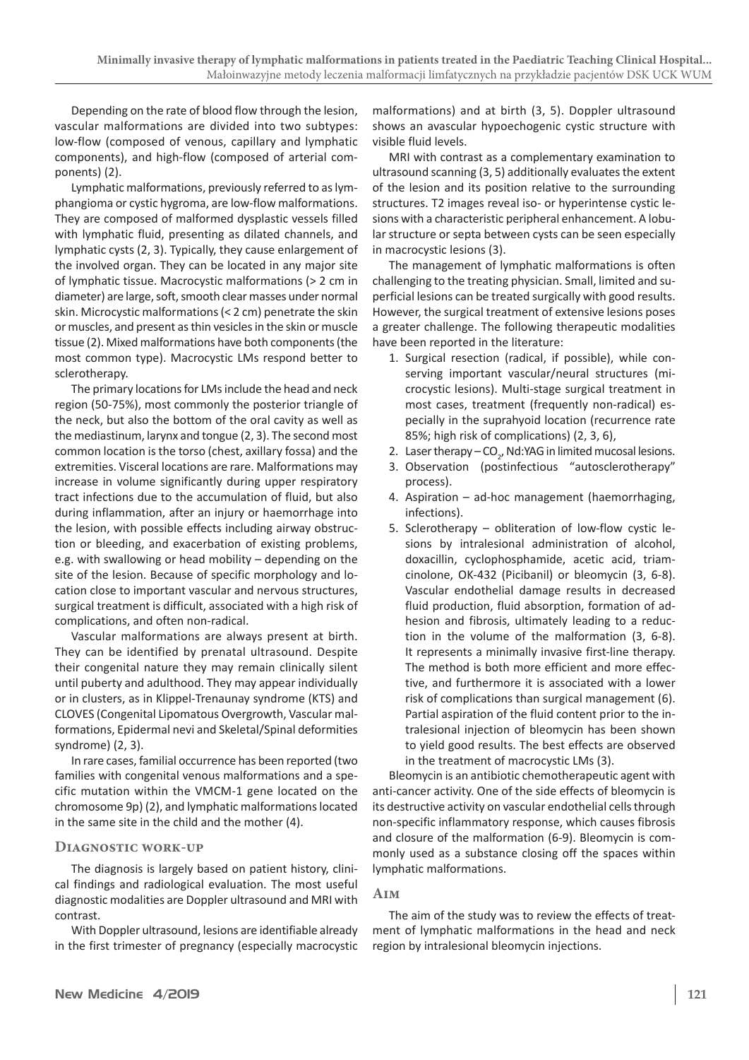Depending on the rate of blood flow through the lesion, vascular malformations are divided into two subtypes: low-flow (composed of venous, capillary and lymphatic components), and high-flow (composed of arterial components) (2).

Lymphatic malformations, previously referred to as lymphangioma or cystic hygroma, are low-flow malformations. They are composed of malformed dysplastic vessels filled with lymphatic fluid, presenting as dilated channels, and lymphatic cysts (2, 3). Typically, they cause enlargement of the involved organ. They can be located in any major site of lymphatic tissue. Macrocystic malformations (> 2 cm in diameter) are large, soft, smooth clear masses under normal skin. Microcystic malformations (< 2 cm) penetrate the skin or muscles, and present as thin vesicles in the skin or muscle tissue (2). Mixed malformations have both components (the most common type). Macrocystic LMs respond better to sclerotherapy.

The primary locations for LMs include the head and neck region (50-75%), most commonly the posterior triangle of the neck, but also the bottom of the oral cavity as well as the mediastinum, larynx and tongue (2, 3). The second most common location is the torso (chest, axillary fossa) and the extremities. Visceral locations are rare. Malformations may increase in volume significantly during upper respiratory tract infections due to the accumulation of fluid, but also during inflammation, after an injury or haemorrhage into the lesion, with possible effects including airway obstruction or bleeding, and exacerbation of existing problems, e.g. with swallowing or head mobility – depending on the site of the lesion. Because of specific morphology and location close to important vascular and nervous structures, surgical treatment is difficult, associated with a high risk of complications, and often non-radical.

Vascular malformations are always present at birth. They can be identified by prenatal ultrasound. Despite their congenital nature they may remain clinically silent until puberty and adulthood. They may appear individually or in clusters, as in Klippel-Trenaunay syndrome (KTS) and CLOVES (Congenital Lipomatous Overgrowth, Vascular malformations, Epidermal nevi and Skeletal/Spinal deformities syndrome) (2, 3).

In rare cases, familial occurrence has been reported (two families with congenital venous malformations and a specific mutation within the VMCM-1 gene located on the chromosome 9p) (2), and lymphatic malformations located in the same site in the child and the mother (4).

## Diagnostic work-up

The diagnosis is largely based on patient history, clinical findings and radiological evaluation. The most useful diagnostic modalities are Doppler ultrasound and MRI with contrast.

With Doppler ultrasound, lesions are identifiable already in the first trimester of pregnancy (especially macrocystic malformations) and at birth (3, 5). Doppler ultrasound shows an avascular hypoechogenic cystic structure with visible fluid levels.

MRI with contrast as a complementary examination to ultrasound scanning (3, 5) additionally evaluates the extent of the lesion and its position relative to the surrounding structures. T2 images reveal iso- or hyperintense cystic lesions with a characteristic peripheral enhancement. A lobular structure or septa between cysts can be seen especially in macrocystic lesions (3).

The management of lymphatic malformations is often challenging to the treating physician. Small, limited and superficial lesions can be treated surgically with good results. However, the surgical treatment of extensive lesions poses a greater challenge. The following therapeutic modalities have been reported in the literature:

1. Surgical resection (radical, if possible), while conserving important vascular/neural structures (microcystic lesions). Multi-stage surgical treatment in most cases, treatment (frequently non-radical) especially in the suprahyoid location (recurrence rate 85%; high risk of complications) (2, 3, 6),
2. Laser therapy – $CO_2$, Nd:YAG in limited mucosal lesions.
3. Observation (postinfectious "autosclerotherapy" process).
4. Aspiration – ad-hoc management (haemorrhaging, infections).
5. Sclerotherapy – obliteration of low-flow cystic lesions by intralesional administration of alcohol, doxacillin, cyclophosphamide, acetic acid, triamcinolone, OK-432 (Picibanil) or bleomycin (3, 6-8). Vascular endothelial damage results in decreased fluid production, fluid absorption, formation of adhesion and fibrosis, ultimately leading to a reduction in the volume of the malformation (3, 6-8). It represents a minimally invasive first-line therapy. The method is both more efficient and more effective, and furthermore it is associated with a lower risk of complications than surgical management (6). Partial aspiration of the fluid content prior to the intralesional injection of bleomycin has been shown to yield good results. The best effects are observed in the treatment of macrocystic LMs (3).

Bleomycin is an antibiotic chemotherapeutic agent with anti-cancer activity. One of the side effects of bleomycin is its destructive activity on vascular endothelial cells through non-specific inflammatory response, which causes fibrosis and closure of the malformation (6-9). Bleomycin is commonly used as a substance closing off the spaces within lymphatic malformations.

## Aim

The aim of the study was to review the effects of treatment of lymphatic malformations in the head and neck region by intralesional bleomycin injections.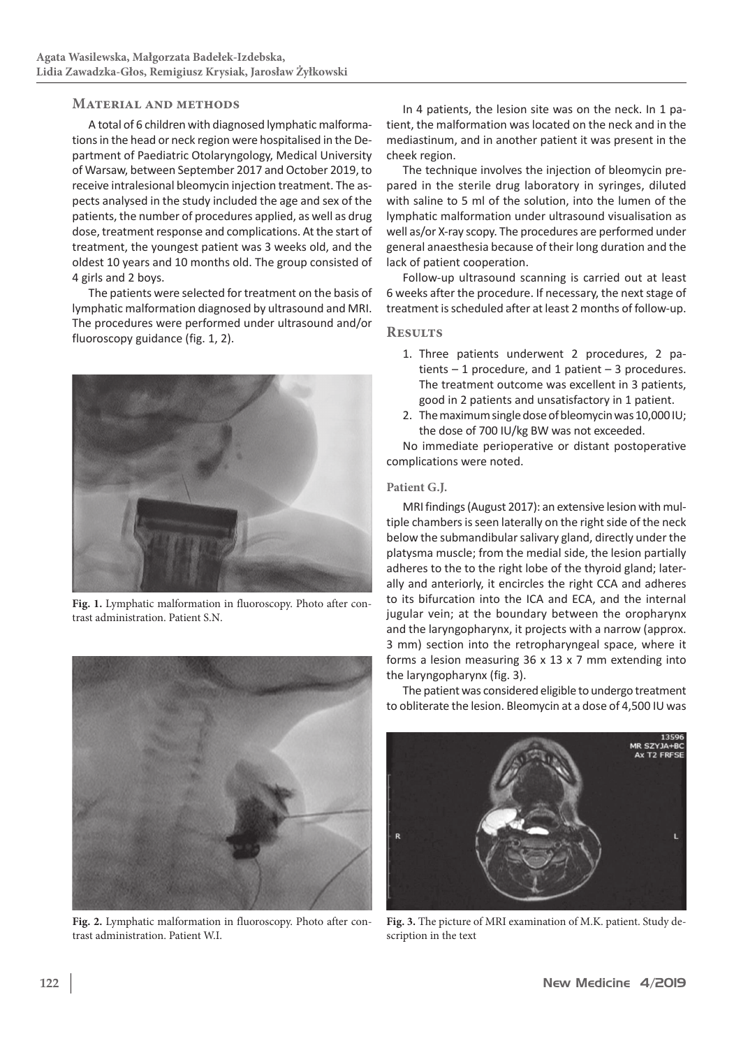## Material and methods

A total of 6 children with diagnosed lymphatic malformations in the head or neck region were hospitalised in the Department of Paediatric Otolaryngology, Medical University of Warsaw, between September 2017 and October 2019, to receive intralesional bleomycin injection treatment. The aspects analysed in the study included the age and sex of the patients, the number of procedures applied, as well as drug dose, treatment response and complications. At the start of treatment, the youngest patient was 3 weeks old, and the oldest 10 years and 10 months old. The group consisted of 4 girls and 2 boys.

The patients were selected for treatment on the basis of lymphatic malformation diagnosed by ultrasound and MRI. The procedures were performed under ultrasound and/or fluoroscopy guidance (fig. 1, 2).

**Fig. 1.** Lymphatic malformation in fluoroscopy. Photo after contrast administration. Patient S.N.

**Fig. 2.** Lymphatic malformation in fluoroscopy. Photo after contrast administration. Patient W.I.

In 4 patients, the lesion site was on the neck. In 1 patient, the malformation was located on the neck and in the mediastinum, and in another patient it was present in the cheek region.

The technique involves the injection of bleomycin prepared in the sterile drug laboratory in syringes, diluted with saline to 5 ml of the solution, into the lumen of the lymphatic malformation under ultrasound visualisation as well as/or X-ray scopy. The procedures are performed under general anaesthesia because of their long duration and the lack of patient cooperation.

Follow-up ultrasound scanning is carried out at least 6 weeks after the procedure. If necessary, the next stage of treatment is scheduled after at least 2 months of follow-up.

## Results

1. Three patients underwent 2 procedures, 2 patients – 1 procedure, and 1 patient – 3 procedures. The treatment outcome was excellent in 3 patients, good in 2 patients and unsatisfactory in 1 patient.
2. The maximum single dose of bleomycin was 10,000 IU; the dose of 700 IU/kg BW was not exceeded.

No immediate perioperative or distant postoperative complications were noted.

### Patient G.J.

MRI findings (August 2017): an extensive lesion with multiple chambers is seen laterally on the right side of the neck below the submandibular salivary gland, directly under the platysma muscle; from the medial side, the lesion partially adheres to the to the right lobe of the thyroid gland; laterally and anteriorly, it encircles the right CCA and adheres to its bifurcation into the ICA and ECA, and the internal jugular vein; at the boundary between the oropharynx and the laryngopharynx, it projects with a narrow (approx. 3 mm) section into the retropharyngeal space, where it forms a lesion measuring 36 x 13 x 7 mm extending into the laryngopharynx (fig. 3).

The patient was considered eligible to undergo treatment to obliterate the lesion. Bleomycin at a dose of 4,500 IU was

**Fig. 3.** The picture of MRI examination of M.K. patient. Study description in the text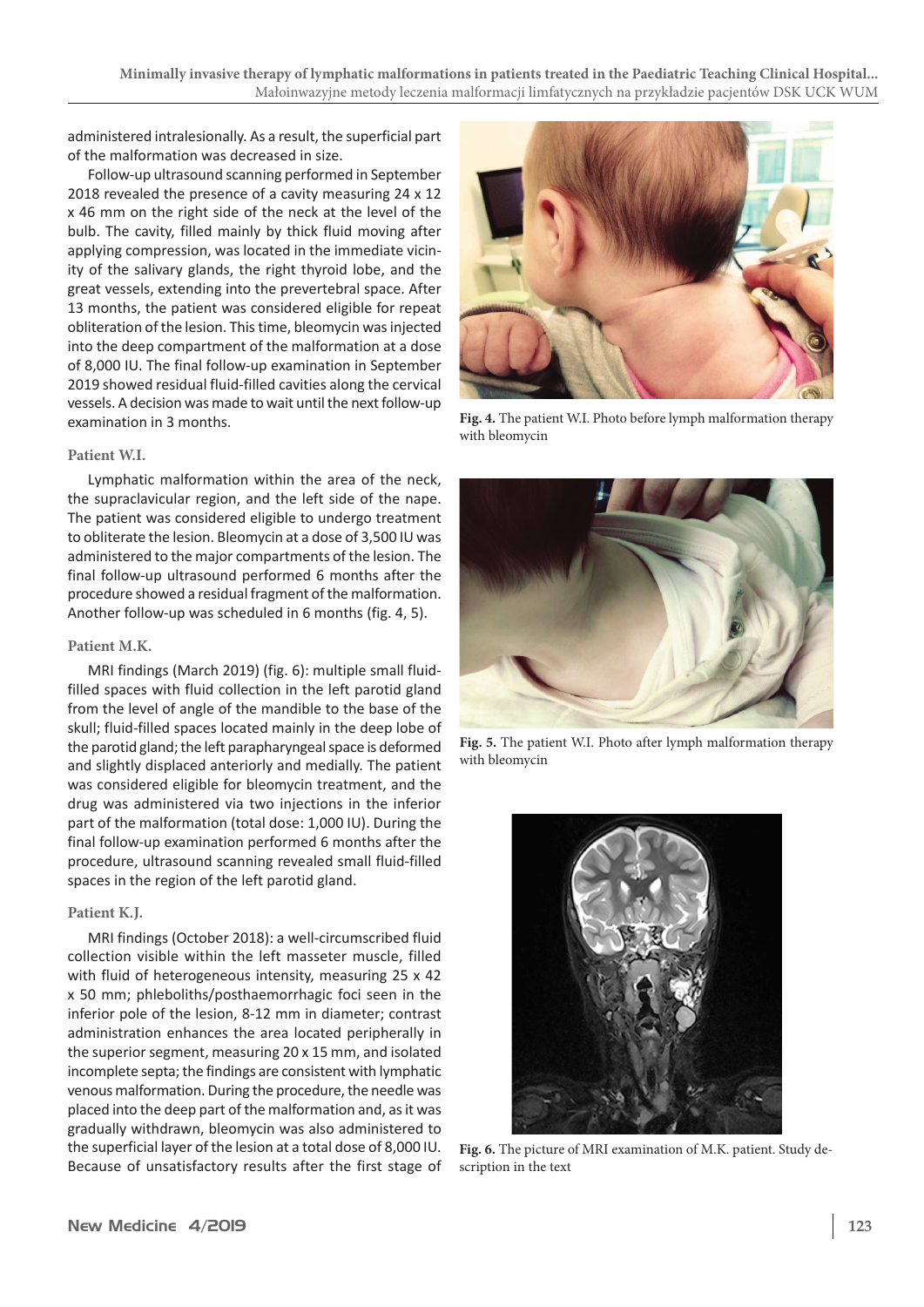administered intralesionally. As a result, the superficial part of the malformation was decreased in size.

Follow-up ultrasound scanning performed in September 2018 revealed the presence of a cavity measuring 24 x 12 x 46 mm on the right side of the neck at the level of the bulb. The cavity, filled mainly by thick fluid moving after applying compression, was located in the immediate vicinity of the salivary glands, the right thyroid lobe, and the great vessels, extending into the prevertebral space. After 13 months, the patient was considered eligible for repeat obliteration of the lesion. This time, bleomycin was injected into the deep compartment of the malformation at a dose of 8,000 IU. The final follow-up examination in September 2019 showed residual fluid-filled cavities along the cervical vessels. A decision was made to wait until the next follow-up examination in 3 months.

### Patient W.I.

Lymphatic malformation within the area of the neck, the supraclavicular region, and the left side of the nape. The patient was considered eligible to undergo treatment to obliterate the lesion. Bleomycin at a dose of 3,500 IU was administered to the major compartments of the lesion. The final follow-up ultrasound performed 6 months after the procedure showed a residual fragment of the malformation. Another follow-up was scheduled in 6 months (fig. 4, 5).

### Patient M.K.

MRI findings (March 2019) (fig. 6): multiple small fluid-filled spaces with fluid collection in the left parotid gland from the level of angle of the mandible to the base of the skull; fluid-filled spaces located mainly in the deep lobe of the parotid gland; the left parapharyngeal space is deformed and slightly displaced anteriorly and medially. The patient was considered eligible for bleomycin treatment, and the drug was administered via two injections in the inferior part of the malformation (total dose: 1,000 IU). During the final follow-up examination performed 6 months after the procedure, ultrasound scanning revealed small fluid-filled spaces in the region of the left parotid gland.

### Patient K.J.

MRI findings (October 2018): a well-circumscribed fluid collection visible within the left masseter muscle, filled with fluid of heterogeneous intensity, measuring 25 x 42 x 50 mm; phleboliths/posthaemorrhagic foci seen in the inferior pole of the lesion, 8-12 mm in diameter; contrast administration enhances the area located peripherally in the superior segment, measuring 20 x 15 mm, and isolated incomplete septa; the findings are consistent with lymphatic venous malformation. During the procedure, the needle was placed into the deep part of the malformation and, as it was gradually withdrawn, bleomycin was also administered to the superficial layer of the lesion at a total dose of 8,000 IU. Because of unsatisfactory results after the first stage of

**Fig. 4.** The patient W.I. Photo before lymph malformation therapy with bleomycin

**Fig. 5.** The patient W.I. Photo after lymph malformation therapy with bleomycin

**Fig. 6.** The picture of MRI examination of M.K. patient. Study description in the text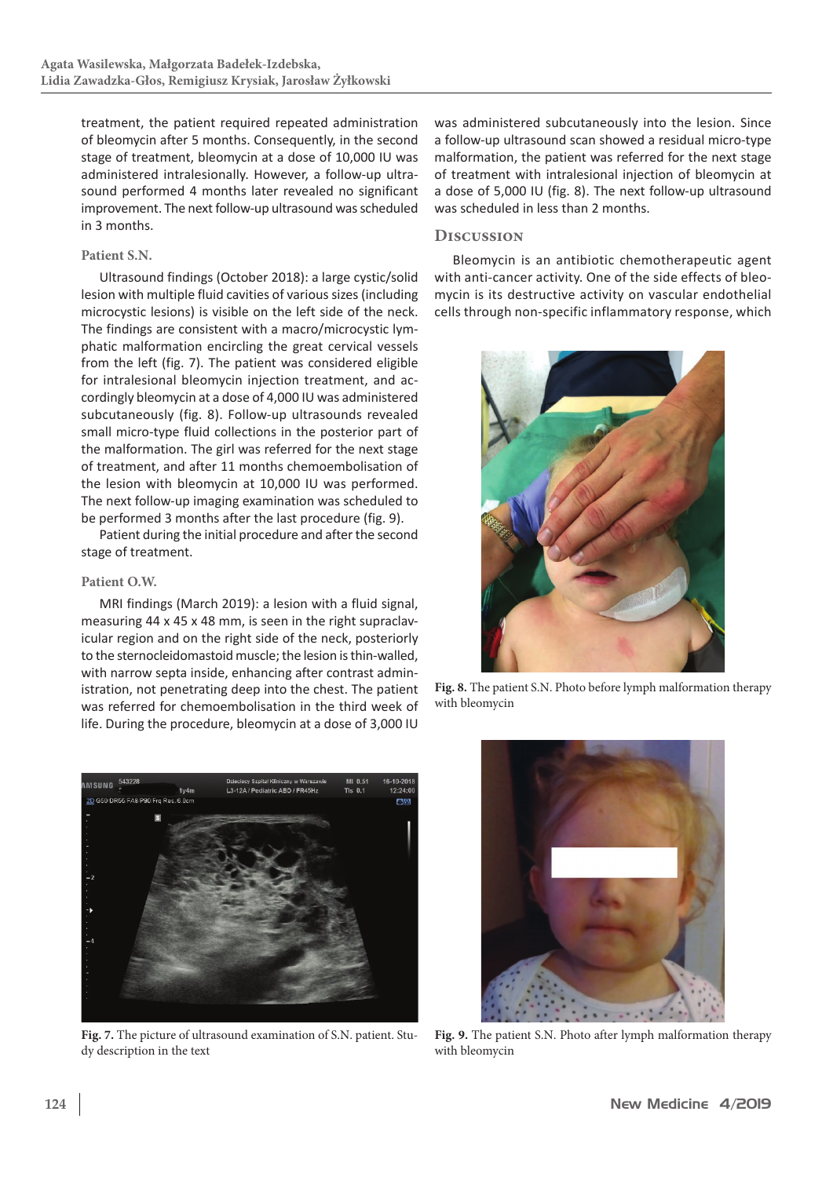treatment, the patient required repeated administration of bleomycin after 5 months. Consequently, in the second stage of treatment, bleomycin at a dose of 10,000 IU was administered intralesionally. However, a follow-up ultrasound performed 4 months later revealed no significant improvement. The next follow-up ultrasound was scheduled in 3 months.

### Patient S.N.

Ultrasound findings (October 2018): a large cystic/solid lesion with multiple fluid cavities of various sizes (including microcystic lesions) is visible on the left side of the neck. The findings are consistent with a macro/microcystic lymphatic malformation encircling the great cervical vessels from the left (fig. 7). The patient was considered eligible for intralesional bleomycin injection treatment, and accordingly bleomycin at a dose of 4,000 IU was administered subcutaneously (fig. 8). Follow-up ultrasounds revealed small micro-type fluid collections in the posterior part of the malformation. The girl was referred for the next stage of treatment, and after 11 months chemoembolisation of the lesion with bleomycin at 10,000 IU was performed. The next follow-up imaging examination was scheduled to be performed 3 months after the last procedure (fig. 9).

Patient during the initial procedure and after the second stage of treatment.

### Patient O.W.

MRI findings (March 2019): a lesion with a fluid signal, measuring 44 x 45 x 48 mm, is seen in the right supraclavicular region and on the right side of the neck, posteriorly to the sternocleidomastoid muscle; the lesion is thin-walled, with narrow septa inside, enhancing after contrast administration, not penetrating deep into the chest. The patient was referred for chemoembolisation in the third week of life. During the procedure, bleomycin at a dose of 3,000 IU was administered subcutaneously into the lesion. Since a follow-up ultrasound scan showed a residual micro-type malformation, the patient was referred for the next stage of treatment with intralesional injection of bleomycin at a dose of 5,000 IU (fig. 8). The next follow-up ultrasound was scheduled in less than 2 months.

## Discussion

Bleomycin is an antibiotic chemotherapeutic agent with anti-cancer activity. One of the side effects of bleomycin is its destructive activity on vascular endothelial cells through non-specific inflammatory response, which

**Fig. 8.** The patient S.N. Photo before lymph malformation therapy with bleomycin

**Fig. 7.** The picture of ultrasound examination of S.N. patient. Study description in the text

**Fig. 9.** The patient S.N. Photo after lymph malformation therapy with bleomycin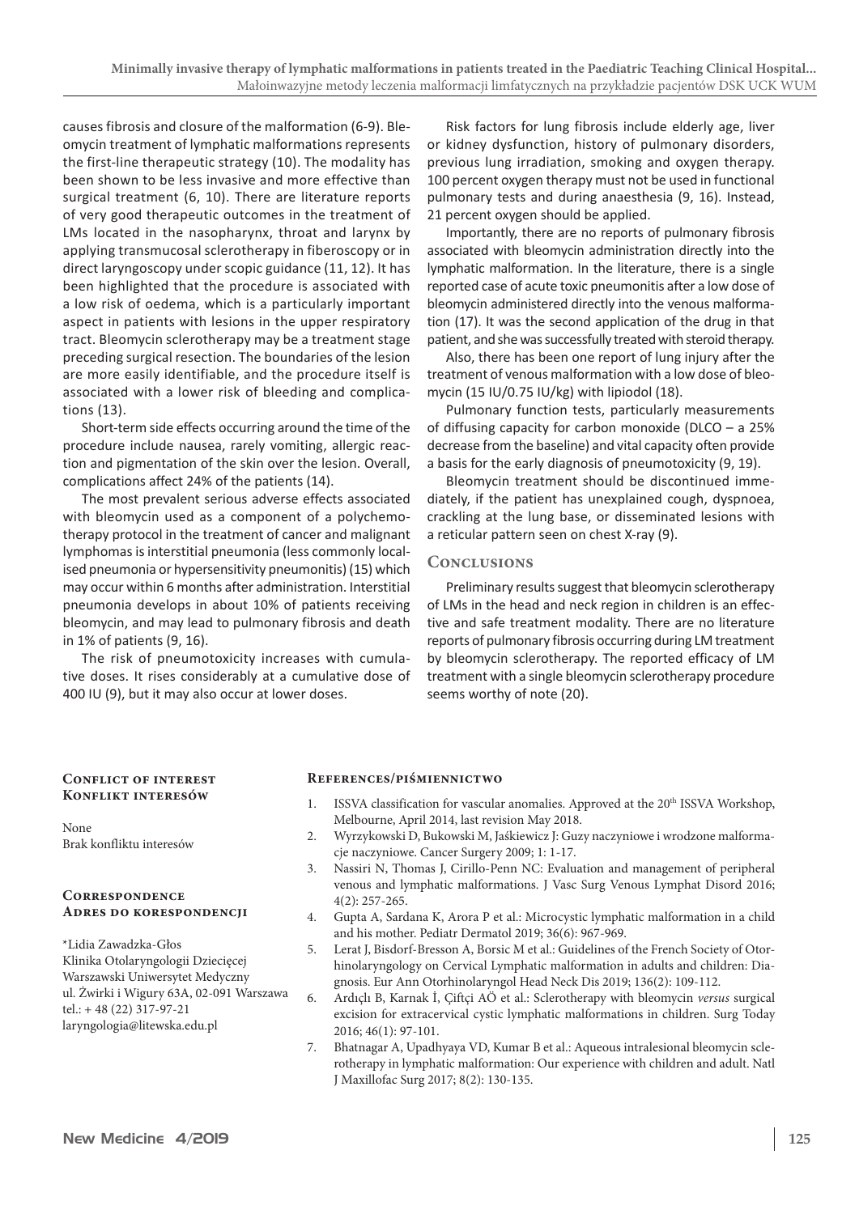causes fibrosis and closure of the malformation (6-9). Bleomycin treatment of lymphatic malformations represents the first-line therapeutic strategy (10). The modality has been shown to be less invasive and more effective than surgical treatment (6, 10). There are literature reports of very good therapeutic outcomes in the treatment of LMs located in the nasopharynx, throat and larynx by applying transmucosal sclerotherapy in fiberoscopy or in direct laryngoscopy under scopic guidance (11, 12). It has been highlighted that the procedure is associated with a low risk of oedema, which is a particularly important aspect in patients with lesions in the upper respiratory tract. Bleomycin sclerotherapy may be a treatment stage preceding surgical resection. The boundaries of the lesion are more easily identifiable, and the procedure itself is associated with a lower risk of bleeding and complications (13).

Short-term side effects occurring around the time of the procedure include nausea, rarely vomiting, allergic reaction and pigmentation of the skin over the lesion. Overall, complications affect 24% of the patients (14).

The most prevalent serious adverse effects associated with bleomycin used as a component of a polychemotherapy protocol in the treatment of cancer and malignant lymphomas is interstitial pneumonia (less commonly localised pneumonia or hypersensitivity pneumonitis) (15) which may occur within 6 months after administration. Interstitial pneumonia develops in about 10% of patients receiving bleomycin, and may lead to pulmonary fibrosis and death in 1% of patients (9, 16).

The risk of pneumotoxicity increases with cumulative doses. It rises considerably at a cumulative dose of 400 IU (9), but it may also occur at lower doses.

Risk factors for lung fibrosis include elderly age, liver or kidney dysfunction, history of pulmonary disorders, previous lung irradiation, smoking and oxygen therapy. 100 percent oxygen therapy must not be used in functional pulmonary tests and during anaesthesia (9, 16). Instead, 21 percent oxygen should be applied.

Importantly, there are no reports of pulmonary fibrosis associated with bleomycin administration directly into the lymphatic malformation. In the literature, there is a single reported case of acute toxic pneumonitis after a low dose of bleomycin administered directly into the venous malformation (17). It was the second application of the drug in that patient, and she was successfully treated with steroid therapy.

Also, there has been one report of lung injury after the treatment of venous malformation with a low dose of bleomycin (15 IU/0.75 IU/kg) with lipiodol (18).

Pulmonary function tests, particularly measurements of diffusing capacity for carbon monoxide (DLCO – a 25% decrease from the baseline) and vital capacity often provide a basis for the early diagnosis of pneumotoxicity (9, 19).

Bleomycin treatment should be discontinued immediately, if the patient has unexplained cough, dyspnoea, crackling at the lung base, or disseminated lesions with a reticular pattern seen on chest X-ray (9).

## Conclusions

Preliminary results suggest that bleomycin sclerotherapy of LMs in the head and neck region in children is an effective and safe treatment modality. There are no literature reports of pulmonary fibrosis occurring during LM treatment by bleomycin sclerotherapy. The reported efficacy of LM treatment with a single bleomycin sclerotherapy procedure seems worthy of note (20).

### Conflict of interest
### Konflikt interesów

None
Brak konfliktu interesów

### Correspondence
### Adres do korespondencji

*Lidia Zawadzka-Głos
Klinika Otolaryngologii Dziecięcej
Warszawski Uniwersytet Medyczny
ul. Żwirki i Wigury 63A, 02-091 Warszawa
tel.: + 48 (22) 317-97-21
laryngologia@litewska.edu.pl

### References/piśmiennictwo

1. ISSVA classification for vascular anomalies. Approved at the 20th ISSVA Workshop, Melbourne, April 2014, last revision May 2018.
2. Wyrzykowski D, Bukowski M, Jaśkiewicz J: Guzy naczyniowe i wrodzone malformacje naczyniowe. Cancer Surgery 2009; 1: 1-17.
3. Nassiri N, Thomas J, Cirillo-Penn NC: Evaluation and management of peripheral venous and lymphatic malformations. J Vasc Surg Venous Lymphat Disord 2016; 4(2): 257-265.
4. Gupta A, Sardana K, Arora P et al.: Microcystic lymphatic malformation in a child and his mother. Pediatr Dermatol 2019; 36(6): 967-969.
5. Lerat J, Bisdorf-Bresson A, Borsic M et al.: Guidelines of the French Society of Otorhinolaryngology on Cervical Lymphatic malformation in adults and children: Diagnosis. Eur Ann Otorhinolaryngol Head Neck Dis 2019; 136(2): 109-112.
6. Ardıçlı B, Karnak İ, Çiftçi AÖ et al.: Sclerotherapy with bleomycin *versus* surgical excision for extracervical cystic lymphatic malformations in children. Surg Today 2016; 46(1): 97-101.
7. Bhatnagar A, Upadhyaya VD, Kumar B et al.: Aqueous intralesional bleomycin sclerotherapy in lymphatic malformation: Our experience with children and adult. Natl J Maxillofac Surg 2017; 8(2): 130-135.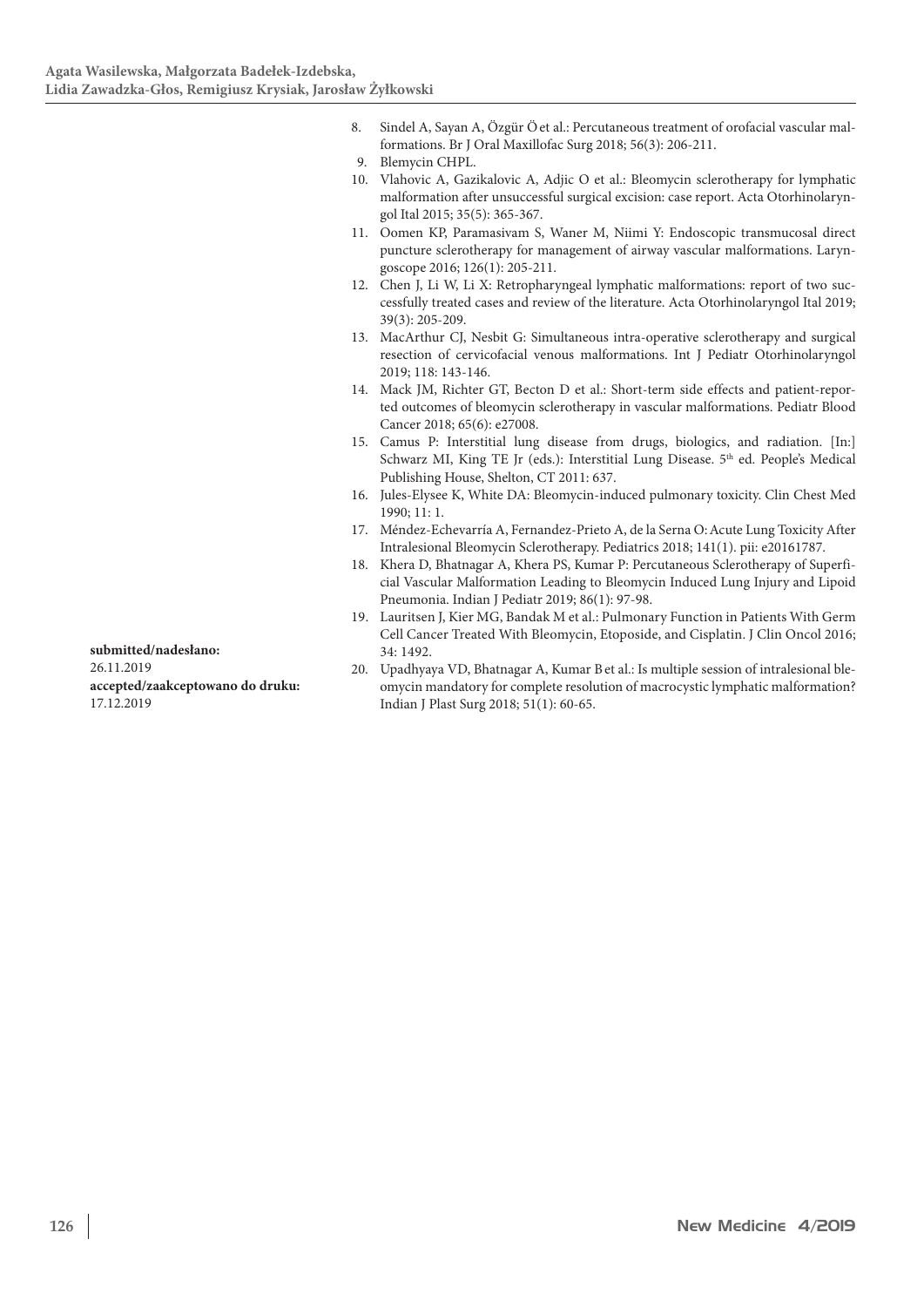8. Sindel A, Sayan A, Özgür Ö et al.: Percutaneous treatment of orofacial vascular malformations. Br J Oral Maxillofac Surg 2018; 56(3): 206-211.
9. Blemycin CHPL.
10. Vlahovic A, Gazikalovic A, Adjic O et al.: Bleomycin sclerotherapy for lymphatic malformation after unsuccessful surgical excision: case report. Acta Otorhinolaryngol Ital 2015; 35(5): 365-367.
11. Oomen KP, Paramasivam S, Waner M, Niimi Y: Endoscopic transmucosal direct puncture sclerotherapy for management of airway vascular malformations. Laryngoscope 2016; 126(1): 205-211.
12. Chen J, Li W, Li X: Retropharyngeal lymphatic malformations: report of two successfully treated cases and review of the literature. Acta Otorhinolaryngol Ital 2019; 39(3): 205-209.
13. MacArthur CJ, Nesbit G: Simultaneous intra-operative sclerotherapy and surgical resection of cervicofacial venous malformations. Int J Pediatr Otorhinolaryngol 2019; 118: 143-146.
14. Mack JM, Richter GT, Becton D et al.: Short-term side effects and patient-reported outcomes of bleomycin sclerotherapy in vascular malformations. Pediatr Blood Cancer 2018; 65(6): e27008.
15. Camus P: Interstitial lung disease from drugs, biologics, and radiation. [In:] Schwarz MI, King TE Jr (eds.): Interstitial Lung Disease. 5th ed. People's Medical Publishing House, Shelton, CT 2011: 637.
16. Jules-Elysee K, White DA: Bleomycin-induced pulmonary toxicity. Clin Chest Med 1990; 11: 1.
17. Méndez-Echevarría A, Fernandez-Prieto A, de la Serna O: Acute Lung Toxicity After Intralesional Bleomycin Sclerotherapy. Pediatrics 2018; 141(1). pii: e20161787.
18. Khera D, Bhatnagar A, Khera PS, Kumar P: Percutaneous Sclerotherapy of Superficial Vascular Malformation Leading to Bleomycin Induced Lung Injury and Lipoid Pneumonia. Indian J Pediatr 2019; 86(1): 97-98.
19. Lauritsen J, Kier MG, Bandak M et al.: Pulmonary Function in Patients With Germ Cell Cancer Treated With Bleomycin, Etoposide, and Cisplatin. J Clin Oncol 2016; 34: 1492.
20. Upadhyaya VD, Bhatnagar A, Kumar B et al.: Is multiple session of intralesional bleomycin mandatory for complete resolution of macrocystic lymphatic malformation? Indian J Plast Surg 2018; 51(1): 60-65.

**submitted/nadesłano:**
26.11.2019
**accepted/zaakceptowano do druku:**
17.12.2019